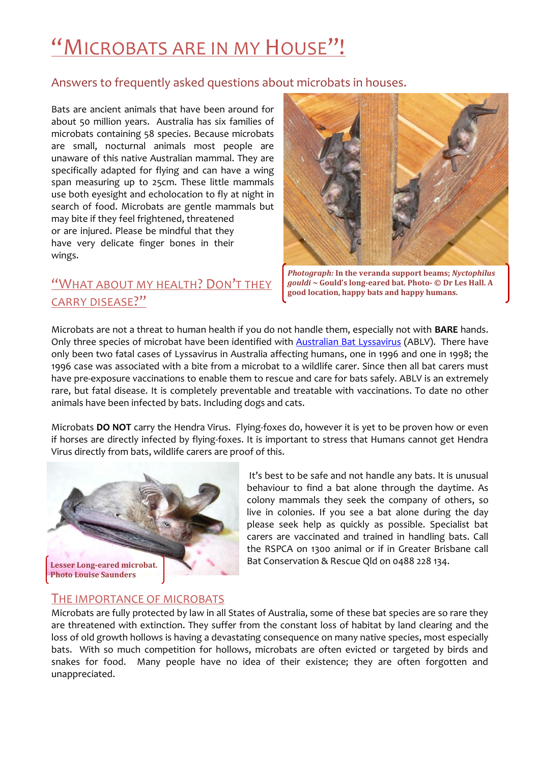# "Microbats are in my House"!

## Answers to frequently asked questions about microbats in houses.

Bats are ancient animals that have been around for about 50 million years. Australia has six families of microbats containing 58 species. Because microbats are small, nocturnal animals most people are unaware of this native Australian mammal. They are specifically adapted for flying and can have a wing span measuring up to 25cm. These little mammals use both eyesight and echolocation to fly at night in search of food. Microbats are gentle mammals but may bite if they feel frightened, threatened or are injured. Please be mindful that they have very delicate finger bones in their wings.

***Photograph:* In the veranda support beams; *Nyctophilus gouldi* ~ Gould's long-eared bat. Photo- © Dr Les Hall. A good location, happy bats and happy humans.**

## "What about my health? Don't they carry disease?"

Microbats are not a threat to human health if you do not handle them, especially not with **BARE** hands. Only three species of microbat have been identified with Australian Bat Lyssavirus (ABLV). There have only been two fatal cases of Lyssavirus in Australia affecting humans, one in 1996 and one in 1998; the 1996 case was associated with a bite from a microbat to a wildlife carer. Since then all bat carers must have pre-exposure vaccinations to enable them to rescue and care for bats safely. ABLV is an extremely rare, but fatal disease. It is completely preventable and treatable with vaccinations. To date no other animals have been infected by bats. Including dogs and cats.

Microbats **DO NOT** carry the Hendra Virus. Flying-foxes do, however it is yet to be proven how or even if horses are directly infected by flying-foxes. It is important to stress that Humans cannot get Hendra Virus directly from bats, wildlife carers are proof of this.

**Lesser Long-eared microbat. Photo Louise Saunders**

It's best to be safe and not handle any bats. It is unusual behaviour to find a bat alone through the daytime. As colony mammals they seek the company of others, so live in colonies. If you see a bat alone during the day please seek help as quickly as possible. Specialist bat carers are vaccinated and trained in handling bats. Call the RSPCA on 1300 animal or if in Greater Brisbane call Bat Conservation & Rescue Qld on 0488 228 134.

## The importance of microbats

Microbats are fully protected by law in all States of Australia, some of these bat species are so rare they are threatened with extinction. They suffer from the constant loss of habitat by land clearing and the loss of old growth hollows is having a devastating consequence on many native species, most especially bats. With so much competition for hollows, microbats are often evicted or targeted by birds and snakes for food. Many people have no idea of their existence; they are often forgotten and unappreciated.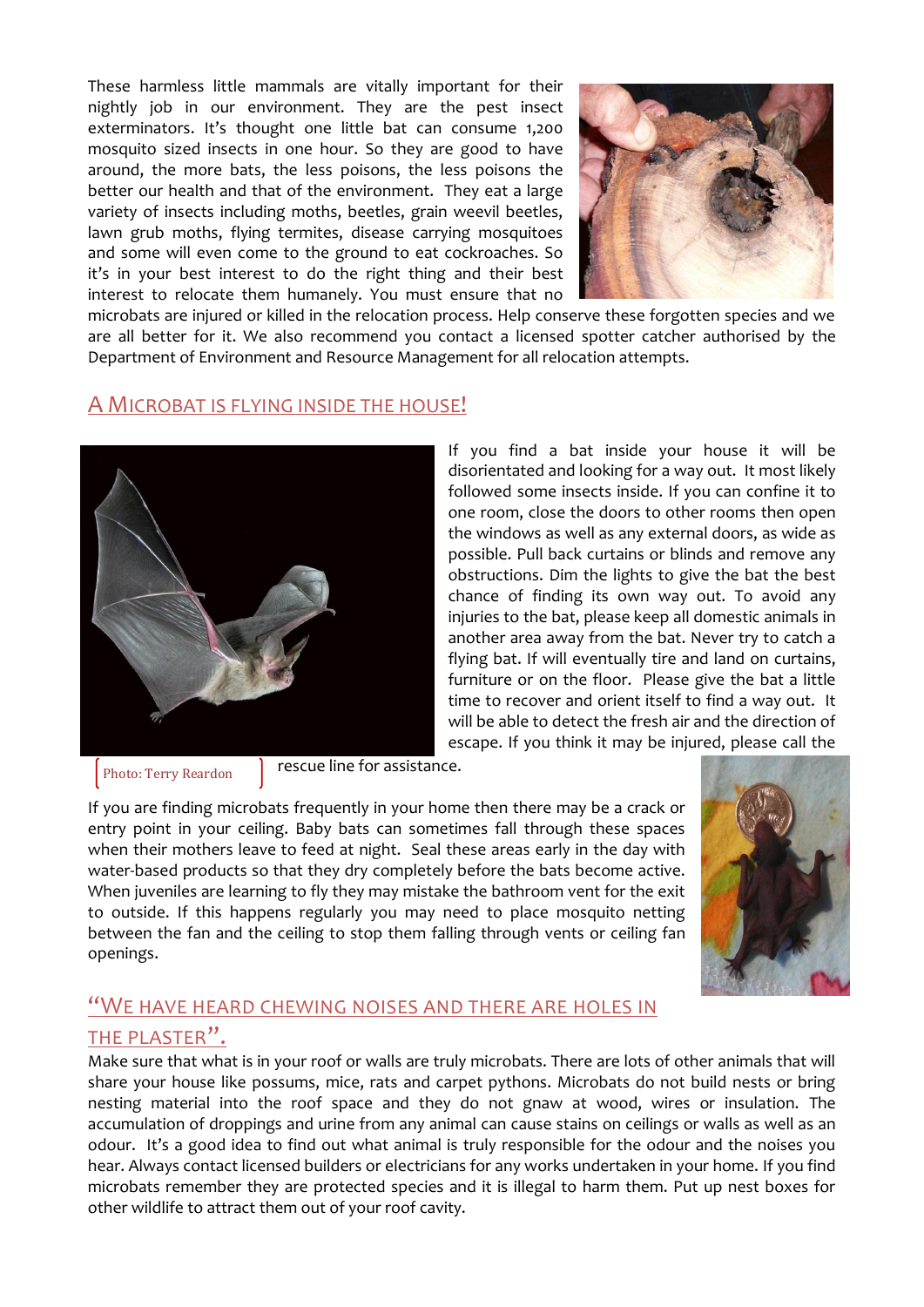These harmless little mammals are vitally important for their nightly job in our environment. They are the pest insect exterminators. It's thought one little bat can consume 1,200 mosquito sized insects in one hour. So they are good to have around, the more bats, the less poisons, the less poisons the better our health and that of the environment. They eat a large variety of insects including moths, beetles, grain weevil beetles, lawn grub moths, flying termites, disease carrying mosquitoes and some will even come to the ground to eat cockroaches. So it's in your best interest to do the right thing and their best interest to relocate them humanely. You must ensure that no microbats are injured or killed in the relocation process. Help conserve these forgotten species and we are all better for it. We also recommend you contact a licensed spotter catcher authorised by the Department of Environment and Resource Management for all relocation attempts.

## A Microbat is flying inside the house!

Photo: Terry Reardon

If you find a bat inside your house it will be disorientated and looking for a way out. It most likely followed some insects inside. If you can confine it to one room, close the doors to other rooms then open the windows as well as any external doors, as wide as possible. Pull back curtains or blinds and remove any obstructions. Dim the lights to give the bat the best chance of finding its own way out. To avoid any injuries to the bat, please keep all domestic animals in another area away from the bat. Never try to catch a flying bat. If will eventually tire and land on curtains, furniture or on the floor. Please give the bat a little time to recover and orient itself to find a way out. It will be able to detect the fresh air and the direction of escape. If you think it may be injured, please call the rescue line for assistance.

If you are finding microbats frequently in your home then there may be a crack or entry point in your ceiling. Baby bats can sometimes fall through these spaces when their mothers leave to feed at night. Seal these areas early in the day with water-based products so that they dry completely before the bats become active. When juveniles are learning to fly they may mistake the bathroom vent for the exit to outside. If this happens regularly you may need to place mosquito netting between the fan and the ceiling to stop them falling through vents or ceiling fan openings.

## "We have heard chewing noises and there are holes in the plaster".

Make sure that what is in your roof or walls are truly microbats. There are lots of other animals that will share your house like possums, mice, rats and carpet pythons. Microbats do not build nests or bring nesting material into the roof space and they do not gnaw at wood, wires or insulation. The accumulation of droppings and urine from any animal can cause stains on ceilings or walls as well as an odour. It's a good idea to find out what animal is truly responsible for the odour and the noises you hear. Always contact licensed builders or electricians for any works undertaken in your home. If you find microbats remember they are protected species and it is illegal to harm them. Put up nest boxes for other wildlife to attract them out of your roof cavity.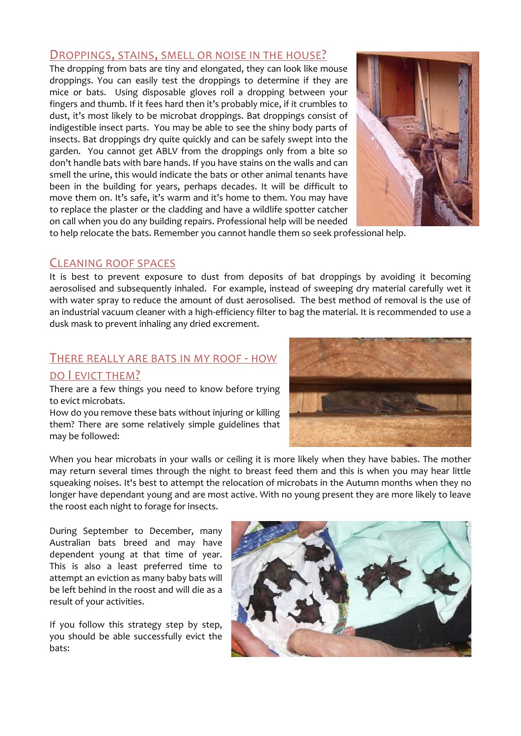## Droppings, stains, smell or noise in the house?

The dropping from bats are tiny and elongated, they can look like mouse droppings. You can easily test the droppings to determine if they are mice or bats. Using disposable gloves roll a dropping between your fingers and thumb. If it fees hard then it's probably mice, if it crumbles to dust, it's most likely to be microbat droppings. Bat droppings consist of indigestible insect parts. You may be able to see the shiny body parts of insects. Bat droppings dry quite quickly and can be safely swept into the garden. You cannot get ABLV from the droppings only from a bite so don't handle bats with bare hands. If you have stains on the walls and can smell the urine, this would indicate the bats or other animal tenants have been in the building for years, perhaps decades. It will be difficult to move them on. It's safe, it's warm and it's home to them. You may have to replace the plaster or the cladding and have a wildlife spotter catcher on call when you do any building repairs. Professional help will be needed to help relocate the bats. Remember you cannot handle them so seek professional help.

## Cleaning roof spaces

It is best to prevent exposure to dust from deposits of bat droppings by avoiding it becoming aerosolised and subsequently inhaled. For example, instead of sweeping dry material carefully wet it with water spray to reduce the amount of dust aerosolised. The best method of removal is the use of an industrial vacuum cleaner with a high-efficiency filter to bag the material. It is recommended to use a dusk mask to prevent inhaling any dried excrement.

## There really are bats in my roof - how do I evict them?

There are a few things you need to know before trying to evict microbats.

How do you remove these bats without injuring or killing them? There are some relatively simple guidelines that may be followed:

When you hear microbats in your walls or ceiling it is more likely when they have babies. The mother may return several times through the night to breast feed them and this is when you may hear little squeaking noises. It's best to attempt the relocation of microbats in the Autumn months when they no longer have dependant young and are most active. With no young present they are more likely to leave the roost each night to forage for insects.

During September to December, many Australian bats breed and may have dependent young at that time of year. This is also a least preferred time to attempt an eviction as many baby bats will be left behind in the roost and will die as a result of your activities.

If you follow this strategy step by step, you should be able successfully evict the bats: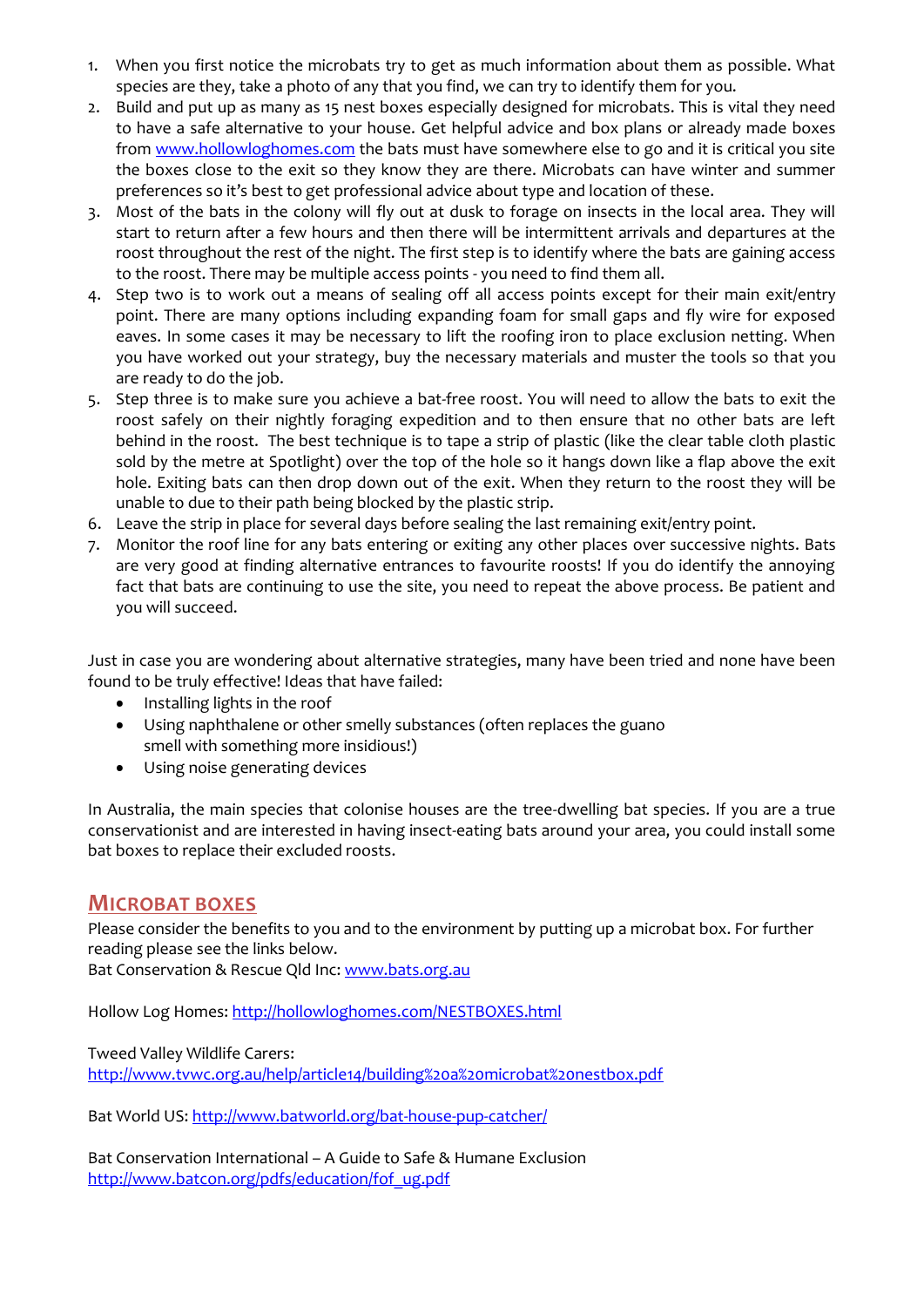1. When you first notice the microbats try to get as much information about them as possible. What species are they, take a photo of any that you find, we can try to identify them for you.
2. Build and put up as many as 15 nest boxes especially designed for microbats. This is vital they need to have a safe alternative to your house. Get helpful advice and box plans or already made boxes from [www.hollowloghomes.com](www.hollowloghomes.com) the bats must have somewhere else to go and it is critical you site the boxes close to the exit so they know they are there. Microbats can have winter and summer preferences so it's best to get professional advice about type and location of these.
3. Most of the bats in the colony will fly out at dusk to forage on insects in the local area. They will start to return after a few hours and then there will be intermittent arrivals and departures at the roost throughout the rest of the night. The first step is to identify where the bats are gaining access to the roost. There may be multiple access points - you need to find them all.
4. Step two is to work out a means of sealing off all access points except for their main exit/entry point. There are many options including expanding foam for small gaps and fly wire for exposed eaves. In some cases it may be necessary to lift the roofing iron to place exclusion netting. When you have worked out your strategy, buy the necessary materials and muster the tools so that you are ready to do the job.
5. Step three is to make sure you achieve a bat-free roost. You will need to allow the bats to exit the roost safely on their nightly foraging expedition and to then ensure that no other bats are left behind in the roost. The best technique is to tape a strip of plastic (like the clear table cloth plastic sold by the metre at Spotlight) over the top of the hole so it hangs down like a flap above the exit hole. Exiting bats can then drop down out of the exit. When they return to the roost they will be unable to due to their path being blocked by the plastic strip.
6. Leave the strip in place for several days before sealing the last remaining exit/entry point.
7. Monitor the roof line for any bats entering or exiting any other places over successive nights. Bats are very good at finding alternative entrances to favourite roosts! If you do identify the annoying fact that bats are continuing to use the site, you need to repeat the above process. Be patient and you will succeed.

Just in case you are wondering about alternative strategies, many have been tried and none have been found to be truly effective! Ideas that have failed:

- Installing lights in the roof
- Using naphthalene or other smelly substances (often replaces the guano smell with something more insidious!)
- Using noise generating devices

In Australia, the main species that colonise houses are the tree-dwelling bat species. If you are a true conservationist and are interested in having insect-eating bats around your area, you could install some bat boxes to replace their excluded roosts.

## Microbat boxes

Please consider the benefits to you and to the environment by putting up a microbat box. For further reading please see the links below.
Bat Conservation & Rescue Qld Inc: [www.bats.org.au](www.bats.org.au)

Hollow Log Homes: [http://hollowloghomes.com/NESTBOXES.html](http://hollowloghomes.com/NESTBOXES.html)

Tweed Valley Wildlife Carers:
[http://www.tvwc.org.au/help/article14/building%20a%20microbat%20nestbox.pdf](http://www.tvwc.org.au/help/article14/building%20a%20microbat%20nestbox.pdf)

Bat World US: [http://www.batworld.org/bat-house-pup-catcher/](http://www.batworld.org/bat-house-pup-catcher/)

Bat Conservation International – A Guide to Safe & Humane Exclusion
[http://www.batcon.org/pdfs/education/fof_ug.pdf](http://www.batcon.org/pdfs/education/fof_ug.pdf)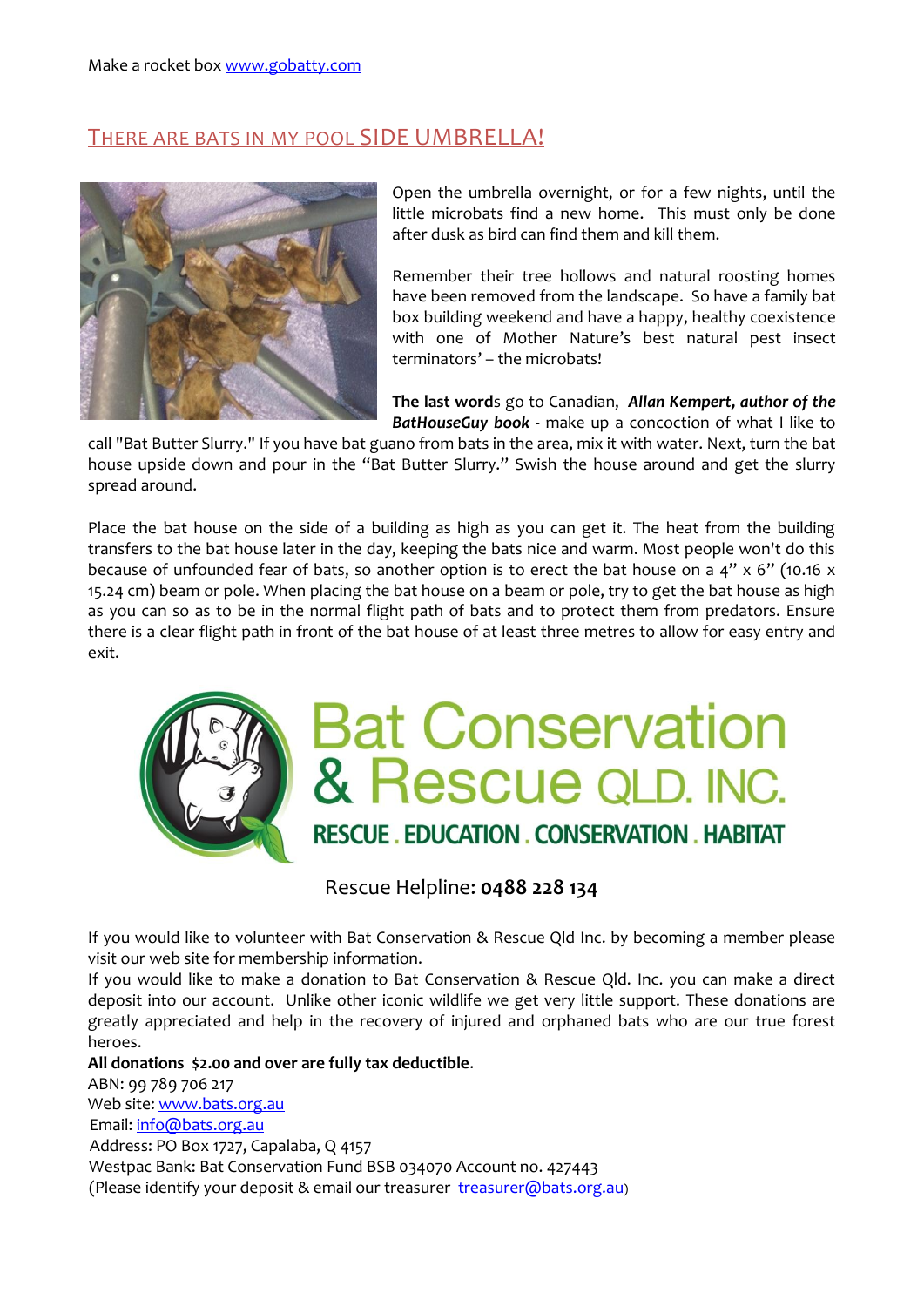Make a rocket box www.gobatty.com

## THERE ARE BATS IN MY POOL SIDE UMBRELLA!

Open the umbrella overnight, or for a few nights, until the little microbats find a new home. This must only be done after dusk as bird can find them and kill them.

Remember their tree hollows and natural roosting homes have been removed from the landscape. So have a family bat box building weekend and have a happy, healthy coexistence with one of Mother Nature's best natural pest insect terminators' – the microbats!

**The last word**s go to Canadian, ***Allan Kempert, author of the BatHouseGuy book*** - make up a concoction of what I like to call "Bat Butter Slurry." If you have bat guano from bats in the area, mix it with water. Next, turn the bat house upside down and pour in the "Bat Butter Slurry." Swish the house around and get the slurry spread around.

Place the bat house on the side of a building as high as you can get it. The heat from the building transfers to the bat house later in the day, keeping the bats nice and warm. Most people won't do this because of unfounded fear of bats, so another option is to erect the bat house on a 4" x 6" (10.16 x 15.24 cm) beam or pole. When placing the bat house on a beam or pole, try to get the bat house as high as you can so as to be in the normal flight path of bats and to protect them from predators. Ensure there is a clear flight path in front of the bat house of at least three metres to allow for easy entry and exit.

Bat Conservation & Rescue QLD. INC.

RESCUE . EDUCATION . CONSERVATION . HABITAT

Rescue Helpline: **0488 228 134**

If you would like to volunteer with Bat Conservation & Rescue Qld Inc. by becoming a member please visit our web site for membership information.
If you would like to make a donation to Bat Conservation & Rescue Qld. Inc. you can make a direct deposit into our account. Unlike other iconic wildlife we get very little support. These donations are greatly appreciated and help in the recovery of injured and orphaned bats who are our true forest heroes.

**All donations $2.00 and over are fully tax deductible**.
ABN: 99 789 706 217
Web site: www.bats.org.au
Email: info@bats.org.au
Address: PO Box 1727, Capalaba, Q 4157
Westpac Bank: Bat Conservation Fund BSB 034070 Account no. 427443
(Please identify your deposit & email our treasurer treasurer@bats.org.au)